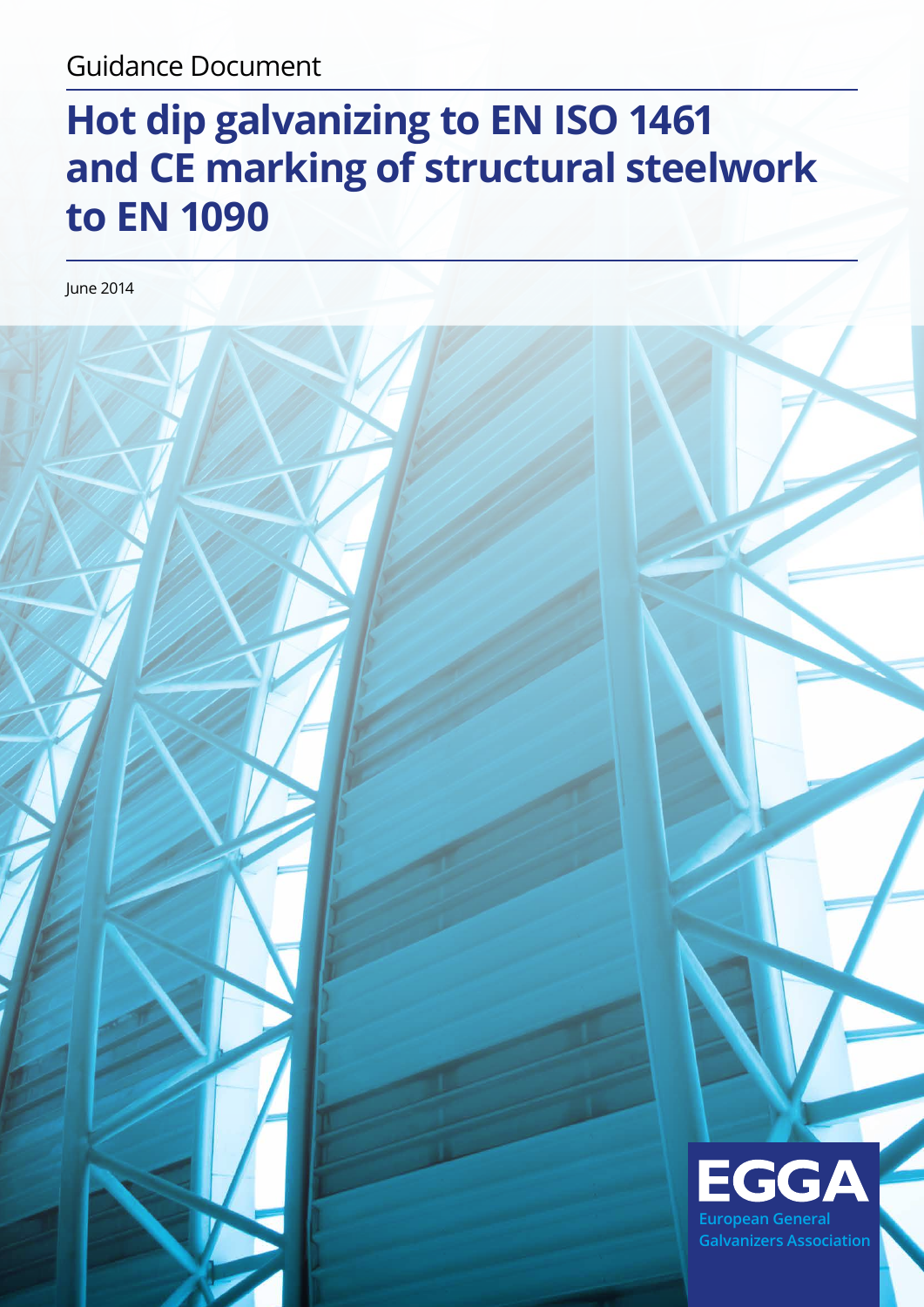Guidance Document

# Hot dip galvanizing to EN ISO 1461 and CE marking of structural steelwork to EN 1090

June 2014

EGGA

European General Galvanizers Association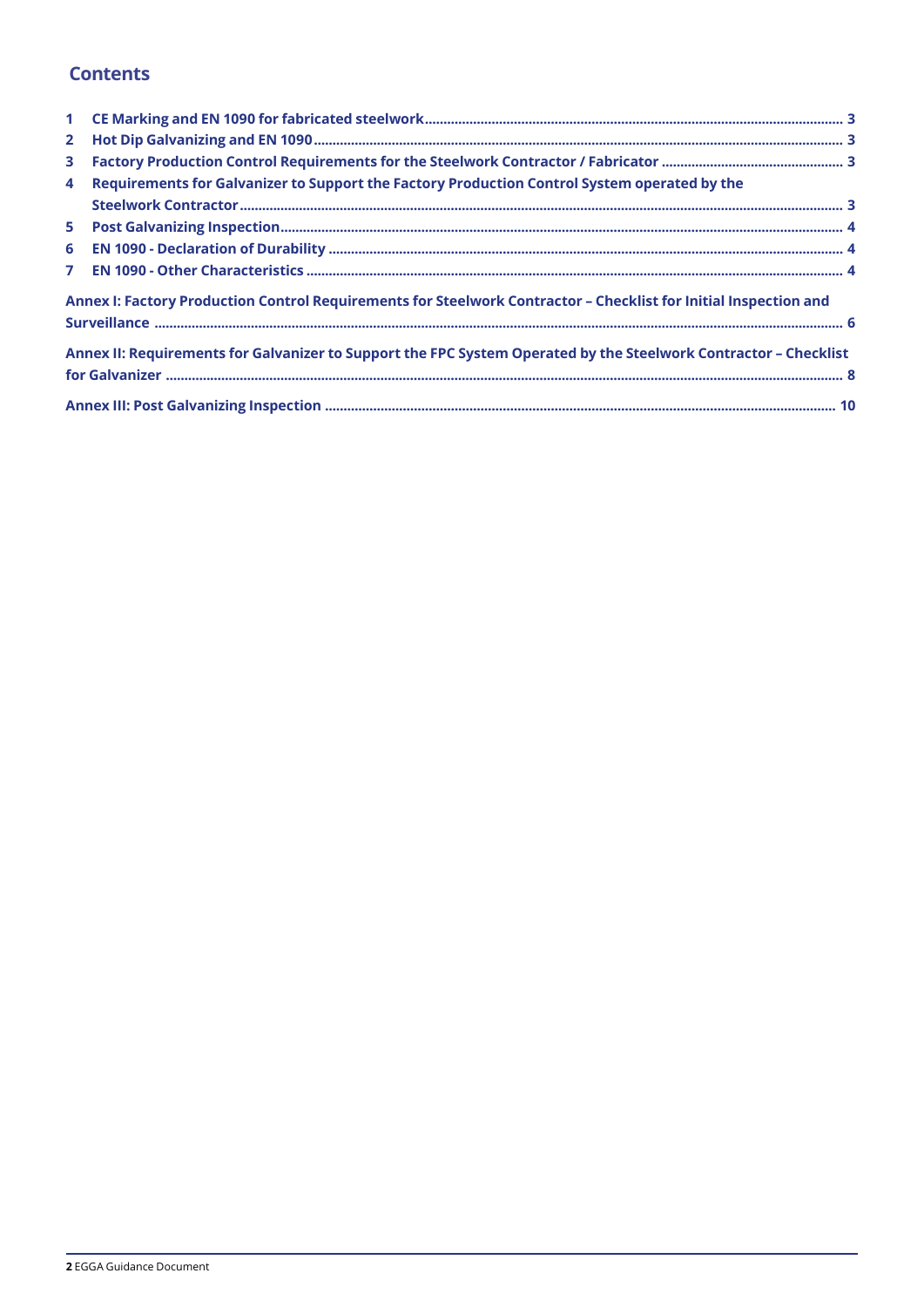## Contents

1 CE Marking and EN 1090 for fabricated steelwork ........ 3

2 Hot Dip Galvanizing and EN 1090 ........ 3

3 Factory Production Control Requirements for the Steelwork Contractor / Fabricator ........ 3

4 Requirements for Galvanizer to Support the Factory Production Control System operated by the Steelwork Contractor ........ 3

5 Post Galvanizing Inspection ........ 4

6 EN 1090 - Declaration of Durability ........ 4

7 EN 1090 - Other Characteristics ........ 4

Annex I: Factory Production Control Requirements for Steelwork Contractor – Checklist for Initial Inspection and Surveillance ........ 6

Annex II: Requirements for Galvanizer to Support the FPC System Operated by the Steelwork Contractor – Checklist for Galvanizer ........ 8

Annex III: Post Galvanizing Inspection ........ 10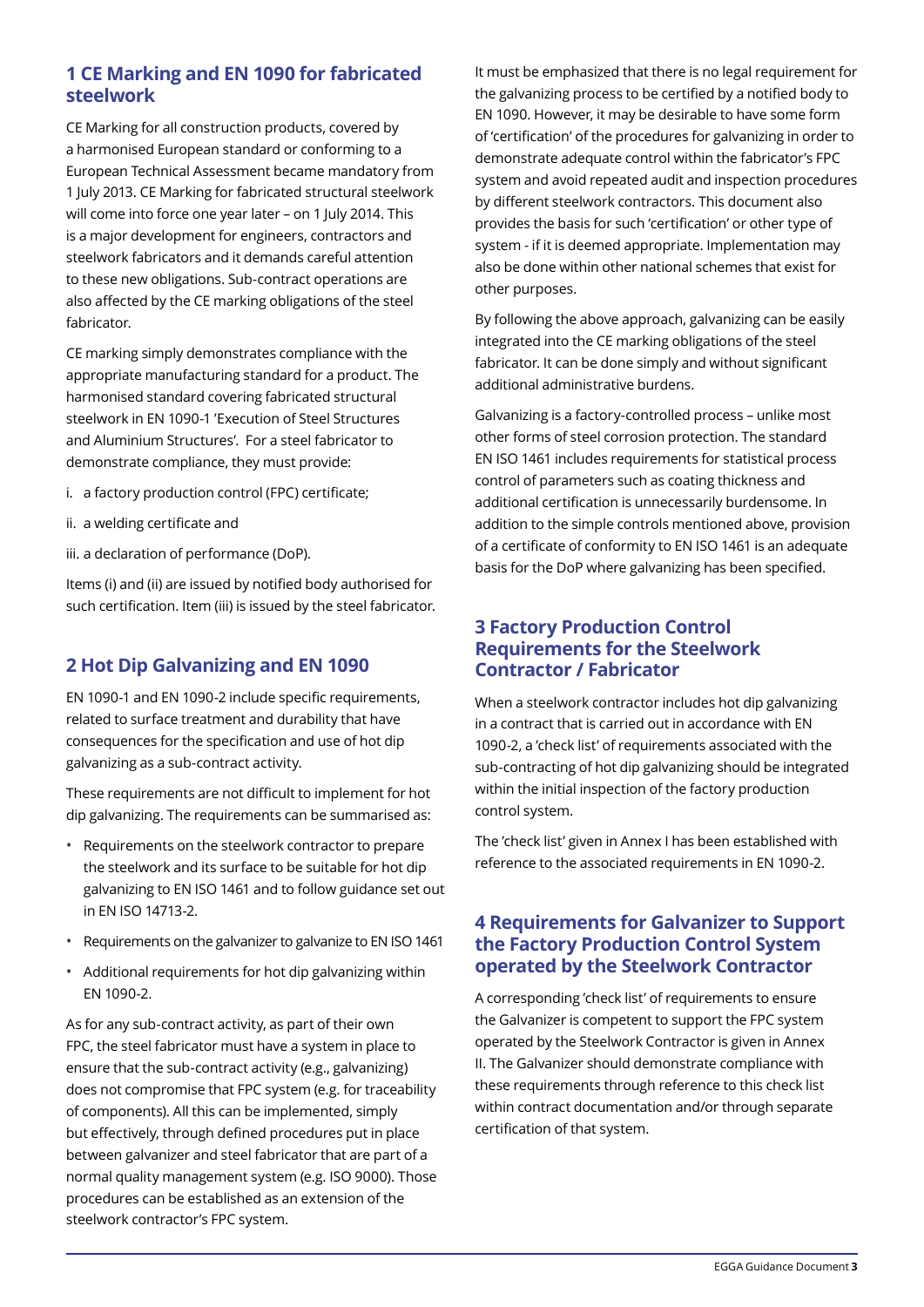## 1 CE Marking and EN 1090 for fabricated steelwork

CE Marking for all construction products, covered by a harmonised European standard or conforming to a European Technical Assessment became mandatory from 1 July 2013. CE Marking for fabricated structural steelwork will come into force one year later – on 1 July 2014. This is a major development for engineers, contractors and steelwork fabricators and it demands careful attention to these new obligations. Sub-contract operations are also affected by the CE marking obligations of the steel fabricator.

CE marking simply demonstrates compliance with the appropriate manufacturing standard for a product. The harmonised standard covering fabricated structural steelwork in EN 1090-1 'Execution of Steel Structures and Aluminium Structures'. For a steel fabricator to demonstrate compliance, they must provide:

i. a factory production control (FPC) certificate;

ii. a welding certificate and

iii. a declaration of performance (DoP).

Items (i) and (ii) are issued by notified body authorised for such certification. Item (iii) is issued by the steel fabricator.

## 2 Hot Dip Galvanizing and EN 1090

EN 1090-1 and EN 1090-2 include specific requirements, related to surface treatment and durability that have consequences for the specification and use of hot dip galvanizing as a sub-contract activity.

These requirements are not difficult to implement for hot dip galvanizing. The requirements can be summarised as:

- Requirements on the steelwork contractor to prepare the steelwork and its surface to be suitable for hot dip galvanizing to EN ISO 1461 and to follow guidance set out in EN ISO 14713-2.
- Requirements on the galvanizer to galvanize to EN ISO 1461
- Additional requirements for hot dip galvanizing within EN 1090-2.

As for any sub-contract activity, as part of their own FPC, the steel fabricator must have a system in place to ensure that the sub-contract activity (e.g., galvanizing) does not compromise that FPC system (e.g. for traceability of components). All this can be implemented, simply but effectively, through defined procedures put in place between galvanizer and steel fabricator that are part of a normal quality management system (e.g. ISO 9000). Those procedures can be established as an extension of the steelwork contractor's FPC system.

It must be emphasized that there is no legal requirement for the galvanizing process to be certified by a notified body to EN 1090. However, it may be desirable to have some form of 'certification' of the procedures for galvanizing in order to demonstrate adequate control within the fabricator's FPC system and avoid repeated audit and inspection procedures by different steelwork contractors. This document also provides the basis for such 'certification' or other type of system - if it is deemed appropriate. Implementation may also be done within other national schemes that exist for other purposes.

By following the above approach, galvanizing can be easily integrated into the CE marking obligations of the steel fabricator. It can be done simply and without significant additional administrative burdens.

Galvanizing is a factory-controlled process – unlike most other forms of steel corrosion protection. The standard EN ISO 1461 includes requirements for statistical process control of parameters such as coating thickness and additional certification is unnecessarily burdensome. In addition to the simple controls mentioned above, provision of a certificate of conformity to EN ISO 1461 is an adequate basis for the DoP where galvanizing has been specified.

## 3 Factory Production Control Requirements for the Steelwork Contractor / Fabricator

When a steelwork contractor includes hot dip galvanizing in a contract that is carried out in accordance with EN 1090-2, a 'check list' of requirements associated with the sub-contracting of hot dip galvanizing should be integrated within the initial inspection of the factory production control system.

The 'check list' given in Annex I has been established with reference to the associated requirements in EN 1090-2.

## 4 Requirements for Galvanizer to Support the Factory Production Control System operated by the Steelwork Contractor

A corresponding 'check list' of requirements to ensure the Galvanizer is competent to support the FPC system operated by the Steelwork Contractor is given in Annex II. The Galvanizer should demonstrate compliance with these requirements through reference to this check list within contract documentation and/or through separate certification of that system.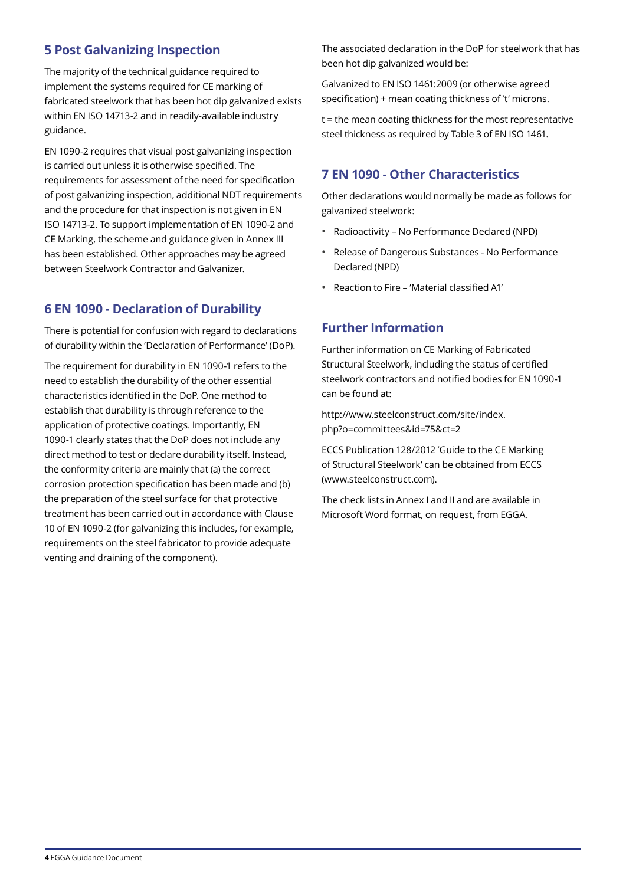## 5 Post Galvanizing Inspection

The majority of the technical guidance required to implement the systems required for CE marking of fabricated steelwork that has been hot dip galvanized exists within EN ISO 14713-2 and in readily-available industry guidance.

EN 1090-2 requires that visual post galvanizing inspection is carried out unless it is otherwise specified. The requirements for assessment of the need for specification of post galvanizing inspection, additional NDT requirements and the procedure for that inspection is not given in EN ISO 14713-2. To support implementation of EN 1090-2 and CE Marking, the scheme and guidance given in Annex III has been established. Other approaches may be agreed between Steelwork Contractor and Galvanizer.

## 6 EN 1090 - Declaration of Durability

There is potential for confusion with regard to declarations of durability within the 'Declaration of Performance' (DoP).

The requirement for durability in EN 1090-1 refers to the need to establish the durability of the other essential characteristics identified in the DoP. One method to establish that durability is through reference to the application of protective coatings. Importantly, EN 1090-1 clearly states that the DoP does not include any direct method to test or declare durability itself. Instead, the conformity criteria are mainly that (a) the correct corrosion protection specification has been made and (b) the preparation of the steel surface for that protective treatment has been carried out in accordance with Clause 10 of EN 1090-2 (for galvanizing this includes, for example, requirements on the steel fabricator to provide adequate venting and draining of the component).

The associated declaration in the DoP for steelwork that has been hot dip galvanized would be:

Galvanized to EN ISO 1461:2009 (or otherwise agreed specification) + mean coating thickness of 't' microns.

t = the mean coating thickness for the most representative steel thickness as required by Table 3 of EN ISO 1461.

## 7 EN 1090 - Other Characteristics

Other declarations would normally be made as follows for galvanized steelwork:

- Radioactivity – No Performance Declared (NPD)
- Release of Dangerous Substances - No Performance Declared (NPD)
- Reaction to Fire – 'Material classified A1'

## Further Information

Further information on CE Marking of Fabricated Structural Steelwork, including the status of certified steelwork contractors and notified bodies for EN 1090-1 can be found at:

http://www.steelconstruct.com/site/index.php?o=committees&id=75&ct=2

ECCS Publication 128/2012 'Guide to the CE Marking of Structural Steelwork' can be obtained from ECCS (www.steelconstruct.com).

The check lists in Annex I and II and are available in Microsoft Word format, on request, from EGGA.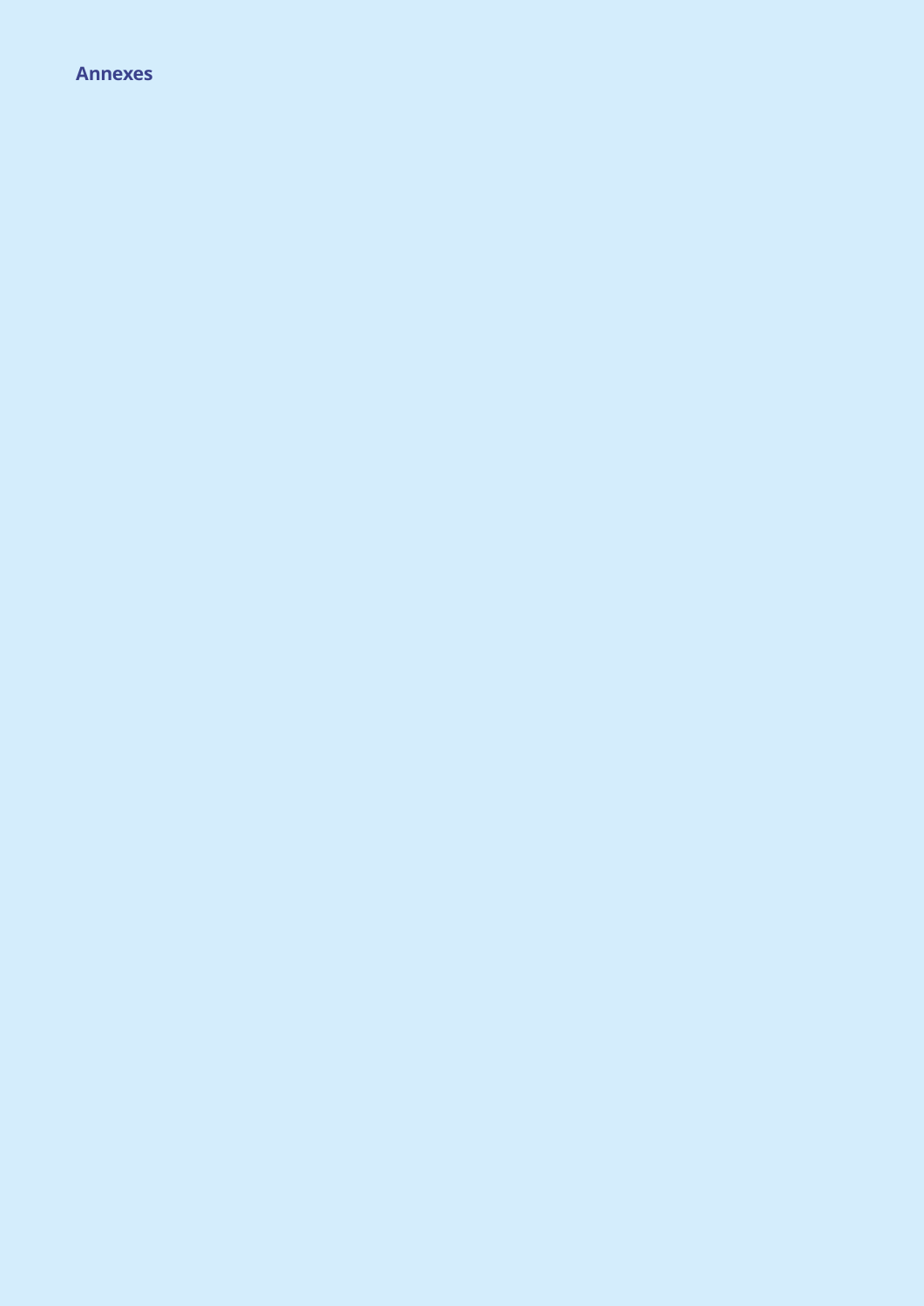# Annexes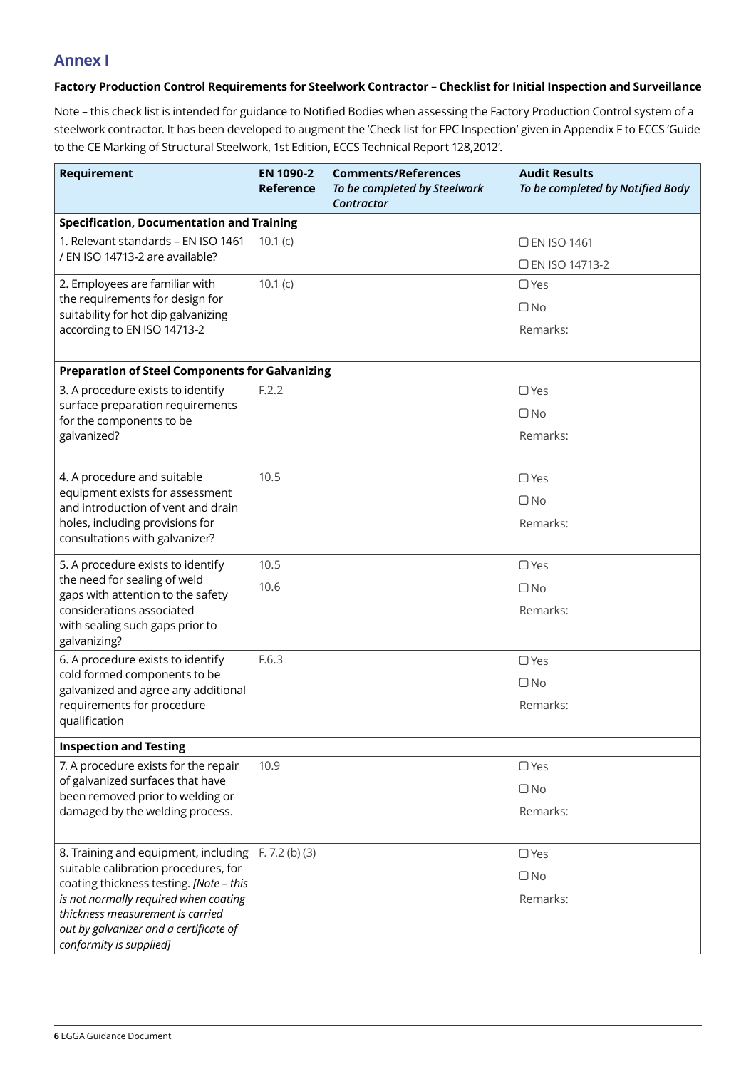## Annex I

**Factory Production Control Requirements for Steelwork Contractor – Checklist for Initial Inspection and Surveillance**

Note – this check list is intended for guidance to Notified Bodies when assessing the Factory Production Control system of a steelwork contractor. It has been developed to augment the 'Check list for FPC Inspection' given in Appendix F to ECCS 'Guide to the CE Marking of Structural Steelwork, 1st Edition, ECCS Technical Report 128,2012'.

| Requirement | EN 1090-2 Reference | Comments/References *To be completed by Steelwork Contractor* | Audit Results *To be completed by Notified Body* |
|---|---|---|---|
| **Specification, Documentation and Training** | | | |
| 1. Relevant standards – EN ISO 1461 / EN ISO 14713-2 are available? | 10.1 (c) | | ☐ EN ISO 1461<br>☐ EN ISO 14713-2 |
| 2. Employees are familiar with the requirements for design for suitability for hot dip galvanizing according to EN ISO 14713-2 | 10.1 (c) | | ☐ Yes<br>☐ No<br>Remarks: |
| **Preparation of Steel Components for Galvanizing** | | | |
| 3. A procedure exists to identify surface preparation requirements for the components to be galvanized? | F.2.2 | | ☐ Yes<br>☐ No<br>Remarks: |
| 4. A procedure and suitable equipment exists for assessment and introduction of vent and drain holes, including provisions for consultations with galvanizer? | 10.5 | | ☐ Yes<br>☐ No<br>Remarks: |
| 5. A procedure exists to identify the need for sealing of weld gaps with attention to the safety considerations associated with sealing such gaps prior to galvanizing? | 10.5<br>10.6 | | ☐ Yes<br>☐ No<br>Remarks: |
| 6. A procedure exists to identify cold formed components to be galvanized and agree any additional requirements for procedure qualification | F.6.3 | | ☐ Yes<br>☐ No<br>Remarks: |
| **Inspection and Testing** | | | |
| 7. A procedure exists for the repair of galvanized surfaces that have been removed prior to welding or damaged by the welding process. | 10.9 | | ☐ Yes<br>☐ No<br>Remarks: |
| 8. Training and equipment, including suitable calibration procedures, for coating thickness testing. *[Note – this is not normally required when coating thickness measurement is carried out by galvanizer and a certificate of conformity is supplied]* | F. 7.2 (b) (3) | | ☐ Yes<br>☐ No<br>Remarks: |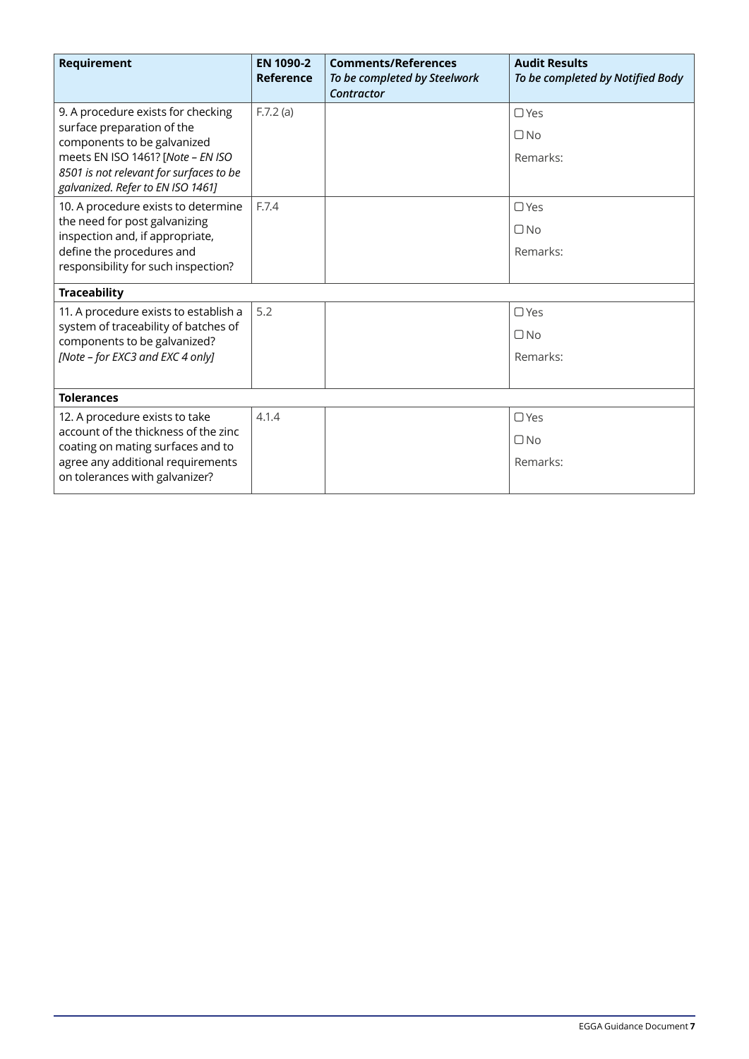| **Requirement** | **EN 1090-2 Reference** | **Comments/References** *To be completed by Steelwork Contractor* | **Audit Results** *To be completed by Notified Body* |
|---|---|---|---|
| 9. A procedure exists for checking surface preparation of the components to be galvanized meets EN ISO 1461? [*Note – EN ISO 8501 is not relevant for surfaces to be galvanized. Refer to EN ISO 1461]* | F.7.2 (a) | | ☐ Yes<br>☐ No<br>Remarks: |
| 10. A procedure exists to determine the need for post galvanizing inspection and, if appropriate, define the procedures and responsibility for such inspection? | F.7.4 | | ☐ Yes<br>☐ No<br>Remarks: |
| **Traceability** | | | |
| 11. A procedure exists to establish a system of traceability of batches of components to be galvanized? *[Note – for EXC3 and EXC 4 only]* | 5.2 | | ☐ Yes<br>☐ No<br>Remarks: |
| **Tolerances** | | | |
| 12. A procedure exists to take account of the thickness of the zinc coating on mating surfaces and to agree any additional requirements on tolerances with galvanizer? | 4.1.4 | | ☐ Yes<br>☐ No<br>Remarks: |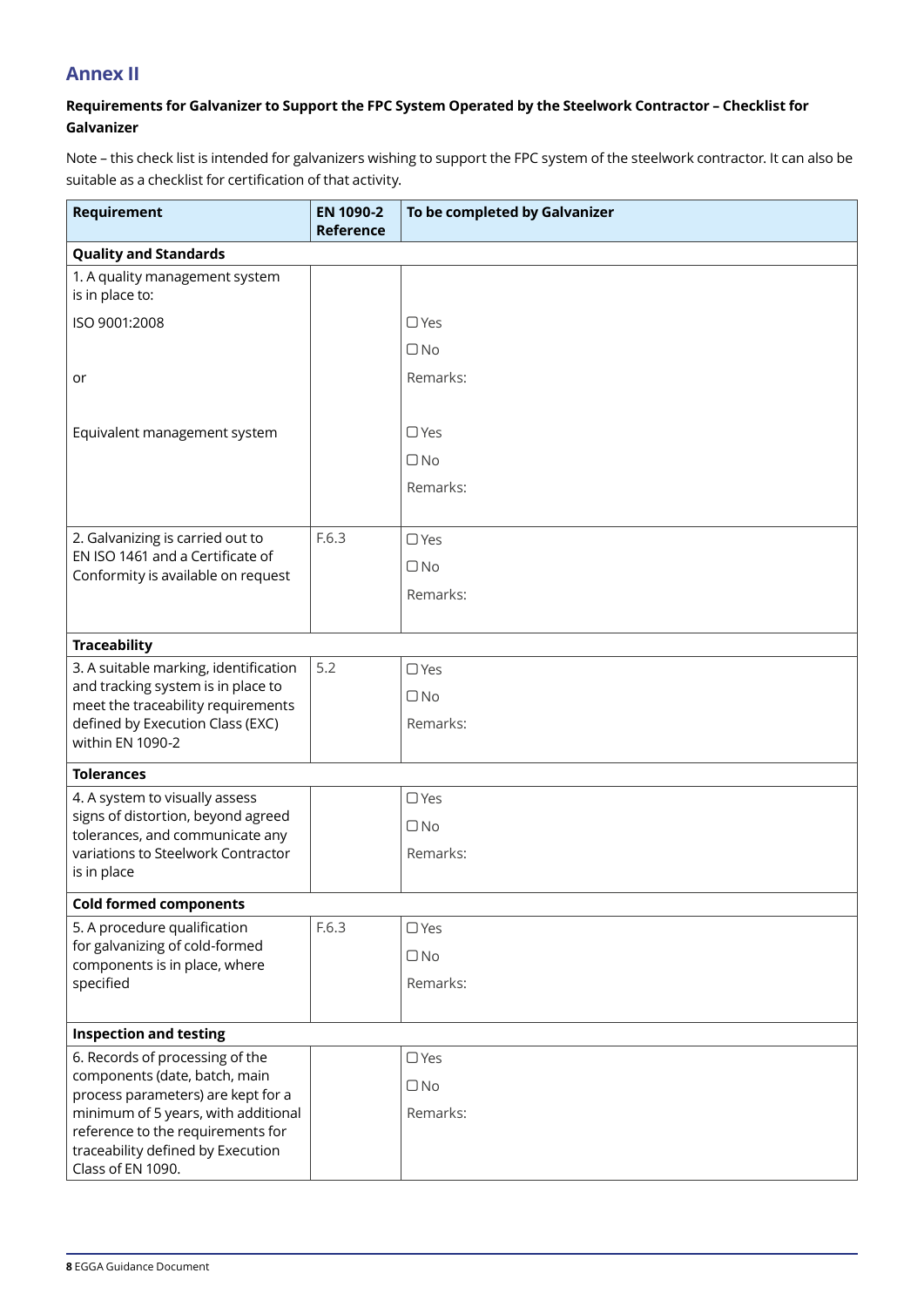## Annex II

**Requirements for Galvanizer to Support the FPC System Operated by the Steelwork Contractor – Checklist for Galvanizer**

Note – this check list is intended for galvanizers wishing to support the FPC system of the steelwork contractor. It can also be suitable as a checklist for certification of that activity.

| Requirement | EN 1090-2 Reference | To be completed by Galvanizer |
|---|---|---|
| **Quality and Standards** | | |
| 1. A quality management system is in place to: | | |
| ISO 9001:2008 | | ☐ Yes<br>☐ No |
| or | | Remarks: |
| Equivalent management system | | ☐ Yes<br>☐ No<br>Remarks: |
| 2. Galvanizing is carried out to EN ISO 1461 and a Certificate of Conformity is available on request | F.6.3 | ☐ Yes<br>☐ No<br>Remarks: |
| **Traceability** | | |
| 3. A suitable marking, identification and tracking system is in place to meet the traceability requirements defined by Execution Class (EXC) within EN 1090-2 | 5.2 | ☐ Yes<br>☐ No<br>Remarks: |
| **Tolerances** | | |
| 4. A system to visually assess signs of distortion, beyond agreed tolerances, and communicate any variations to Steelwork Contractor is in place | | ☐ Yes<br>☐ No<br>Remarks: |
| **Cold formed components** | | |
| 5. A procedure qualification for galvanizing of cold-formed components is in place, where specified | F.6.3 | ☐ Yes<br>☐ No<br>Remarks: |
| **Inspection and testing** | | |
| 6. Records of processing of the components (date, batch, main process parameters) are kept for a minimum of 5 years, with additional reference to the requirements for traceability defined by Execution Class of EN 1090. | | ☐ Yes<br>☐ No<br>Remarks: |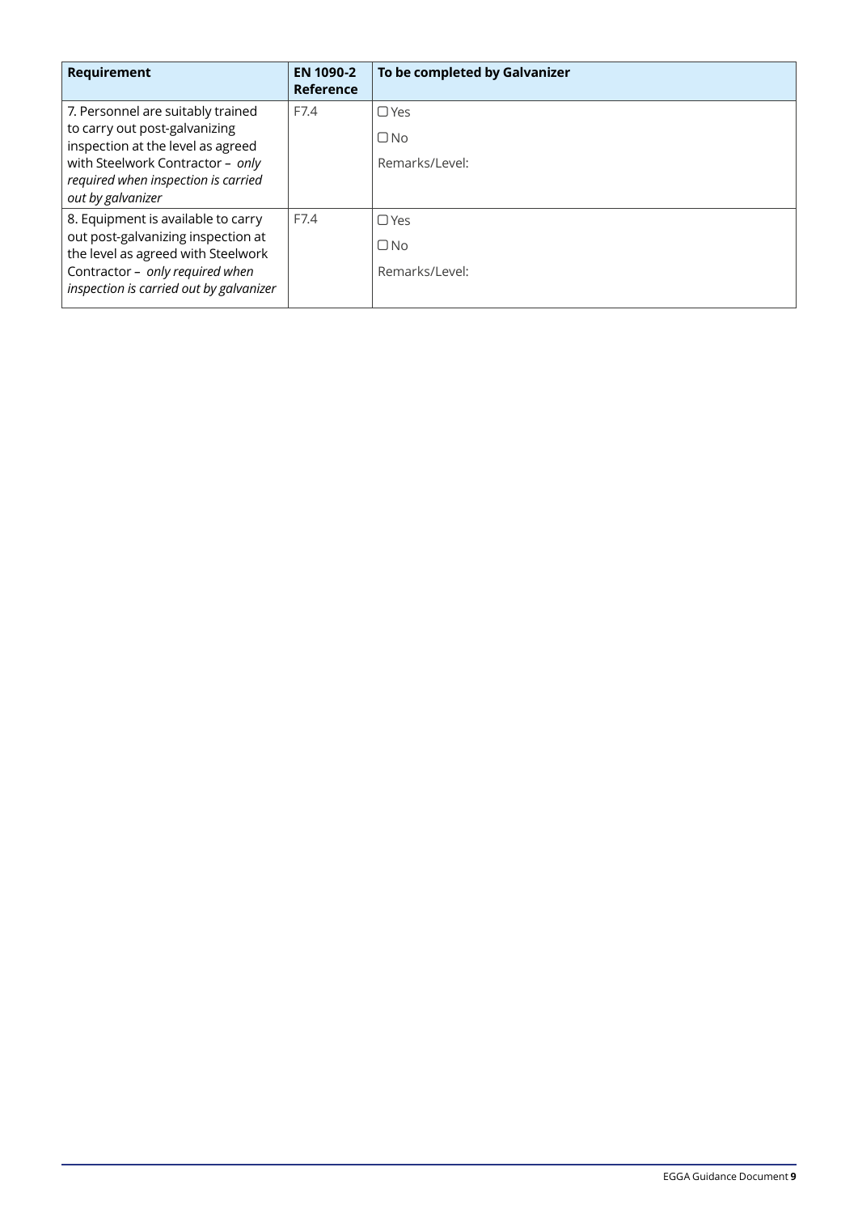| Requirement | EN 1090-2 Reference | To be completed by Galvanizer |
|---|---|---|
| 7. Personnel are suitably trained to carry out post-galvanizing inspection at the level as agreed with Steelwork Contractor – *only required when inspection is carried out by galvanizer* | F7.4 | ☐ Yes<br>☐ No<br>Remarks/Level: |
| 8. Equipment is available to carry out post-galvanizing inspection at the level as agreed with Steelwork Contractor – *only required when inspection is carried out by galvanizer* | F7.4 | ☐ Yes<br>☐ No<br>Remarks/Level: |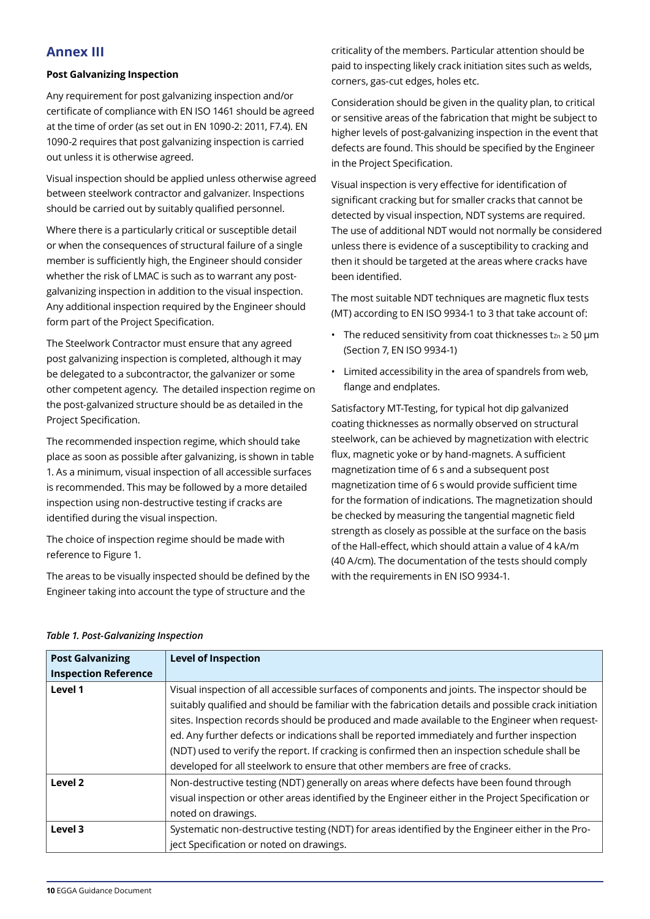## Annex III

**Post Galvanizing Inspection**

Any requirement for post galvanizing inspection and/or certificate of compliance with EN ISO 1461 should be agreed at the time of order (as set out in EN 1090-2: 2011, F7.4). EN 1090-2 requires that post galvanizing inspection is carried out unless it is otherwise agreed.

Visual inspection should be applied unless otherwise agreed between steelwork contractor and galvanizer. Inspections should be carried out by suitably qualified personnel.

Where there is a particularly critical or susceptible detail or when the consequences of structural failure of a single member is sufficiently high, the Engineer should consider whether the risk of LMAC is such as to warrant any post-galvanizing inspection in addition to the visual inspection. Any additional inspection required by the Engineer should form part of the Project Specification.

The Steelwork Contractor must ensure that any agreed post galvanizing inspection is completed, although it may be delegated to a subcontractor, the galvanizer or some other competent agency. The detailed inspection regime on the post-galvanized structure should be as detailed in the Project Specification.

The recommended inspection regime, which should take place as soon as possible after galvanizing, is shown in table 1. As a minimum, visual inspection of all accessible surfaces is recommended. This may be followed by a more detailed inspection using non-destructive testing if cracks are identified during the visual inspection.

The choice of inspection regime should be made with reference to Figure 1.

The areas to be visually inspected should be defined by the Engineer taking into account the type of structure and the criticality of the members. Particular attention should be paid to inspecting likely crack initiation sites such as welds, corners, gas-cut edges, holes etc.

Consideration should be given in the quality plan, to critical or sensitive areas of the fabrication that might be subject to higher levels of post-galvanizing inspection in the event that defects are found. This should be specified by the Engineer in the Project Specification.

Visual inspection is very effective for identification of significant cracking but for smaller cracks that cannot be detected by visual inspection, NDT systems are required. The use of additional NDT would not normally be considered unless there is evidence of a susceptibility to cracking and then it should be targeted at the areas where cracks have been identified.

The most suitable NDT techniques are magnetic flux tests (MT) according to EN ISO 9934-1 to 3 that take account of:

- The reduced sensitivity from coat thicknesses $t_{Zn} \geq 50$ µm (Section 7, EN ISO 9934-1)
- Limited accessibility in the area of spandrels from web, flange and endplates.

Satisfactory MT-Testing, for typical hot dip galvanized coating thicknesses as normally observed on structural steelwork, can be achieved by magnetization with electric flux, magnetic yoke or by hand-magnets. A sufficient magnetization time of 6 s and a subsequent post magnetization time of 6 s would provide sufficient time for the formation of indications. The magnetization should be checked by measuring the tangential magnetic field strength as closely as possible at the surface on the basis of the Hall-effect, which should attain a value of 4 kA/m (40 A/cm). The documentation of the tests should comply with the requirements in EN ISO 9934-1.

*Table 1. Post-Galvanizing Inspection*

| Post Galvanizing Inspection Reference | Level of Inspection |
|---|---|
| **Level 1** | Visual inspection of all accessible surfaces of components and joints. The inspector should be suitably qualified and should be familiar with the fabrication details and possible crack initiation sites. Inspection records should be produced and made available to the Engineer when requested. Any further defects or indications shall be reported immediately and further inspection (NDT) used to verify the report. If cracking is confirmed then an inspection schedule shall be developed for all steelwork to ensure that other members are free of cracks. |
| **Level 2** | Non-destructive testing (NDT) generally on areas where defects have been found through visual inspection or other areas identified by the Engineer either in the Project Specification or noted on drawings. |
| **Level 3** | Systematic non-destructive testing (NDT) for areas identified by the Engineer either in the Project Specification or noted on drawings. |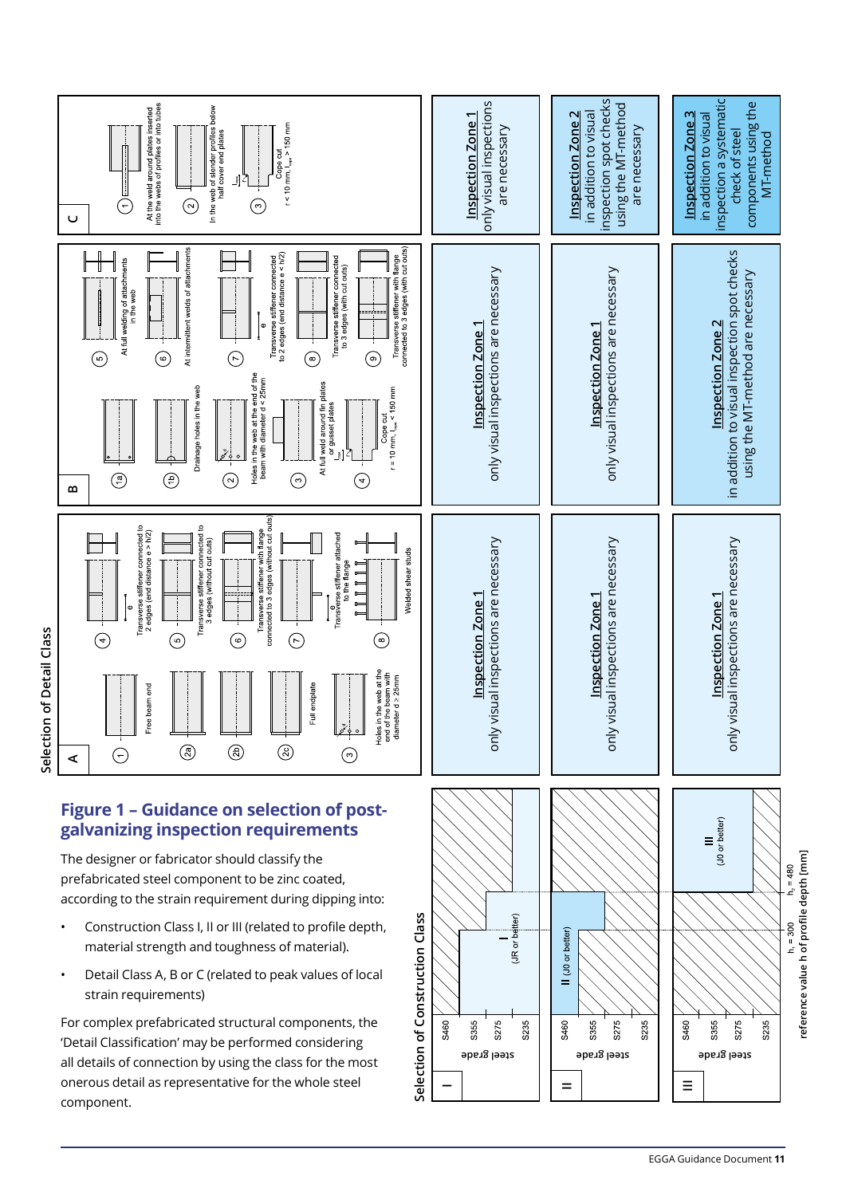## Figure 1 – Guidance on selection of post-galvanizing inspection requirements

The designer or fabricator should classify the prefabricated steel component to be zinc coated, according to the strain requirement during dipping into:

- Construction Class I, II or III (related to profile depth, material strength and toughness of material).
- Detail Class A, B or C (related to peak values of local strain requirements)

For complex prefabricated structural components, the 'Detail Classification' may be performed considering all details of connection by using the class for the most onerous detail as representative for the whole steel component.

### Selection of Detail Class

**A**

1. Free beam end
2. (2a), (2b), (2c) Full endplate
3. Holes in the web at the end of the beam with diameter d > 25mm
4. Transverse stiffener connected to 2 edges (end distance e > h/2)
5. Transverse stiffener connected to 3 edges (without cut outs)
6. Transverse stiffener with flange connected to 3 edges (without cut outs)
7. Transverse stiffener attached to the flange
8. Welded shear studs

**B**

1. (1a), (1b) Drainage holes in the web
2. Holes in the web at the end of the beam with diameter d < 25mm
3. At full weld around fin plates or gusset plates
4. Cope cut r = 10 mm, $l_{ex}$ < 150 mm
5. At full welding of attachments in the web
6. At intermittent welds of attachments
7. Transverse stiffener connected to 2 edges (end distance e < h/2)
8. Transverse stiffener connected to 3 edges (with cut outs)
9. Transverse stiffener with flange connected to 3 edges (with cut outs)

**C**

1. At the weld around plates inserted into the webs of profiles or into tubes
2. In the web of slender profiles below half cover end plates
3. Cope cut r < 10 mm, $l_{ex}$ > 150 mm

### Selection of Construction Class

| Construction Class | A | B | C |
|---|---|---|---|
| I (JR or better) | **Inspection Zone 1** only visual inspections are necessary | **Inspection Zone 1** only visual inspections are necessary | **Inspection Zone 1** only visual inspections are necessary |
| II (J0 or better) | **Inspection Zone 1** only visual inspections are necessary | **Inspection Zone 1** only visual inspections are necessary | **Inspection Zone 2** in addition to visual inspection spot checks using the MT-method are necessary |
| III (J0 or better) | **Inspection Zone 1** only visual inspections are necessary | **Inspection Zone 2** in addition to visual inspection spot checks using the MT-method are necessary | **Inspection Zone 3** in addition to visual inspection a systematic check of steel components using the MT-method |

Construction class diagrams: steel grade (S235, S275, S355, S460) versus reference value h of profile depth [mm], with $h_1$ = 300 and $h_2$ = 480.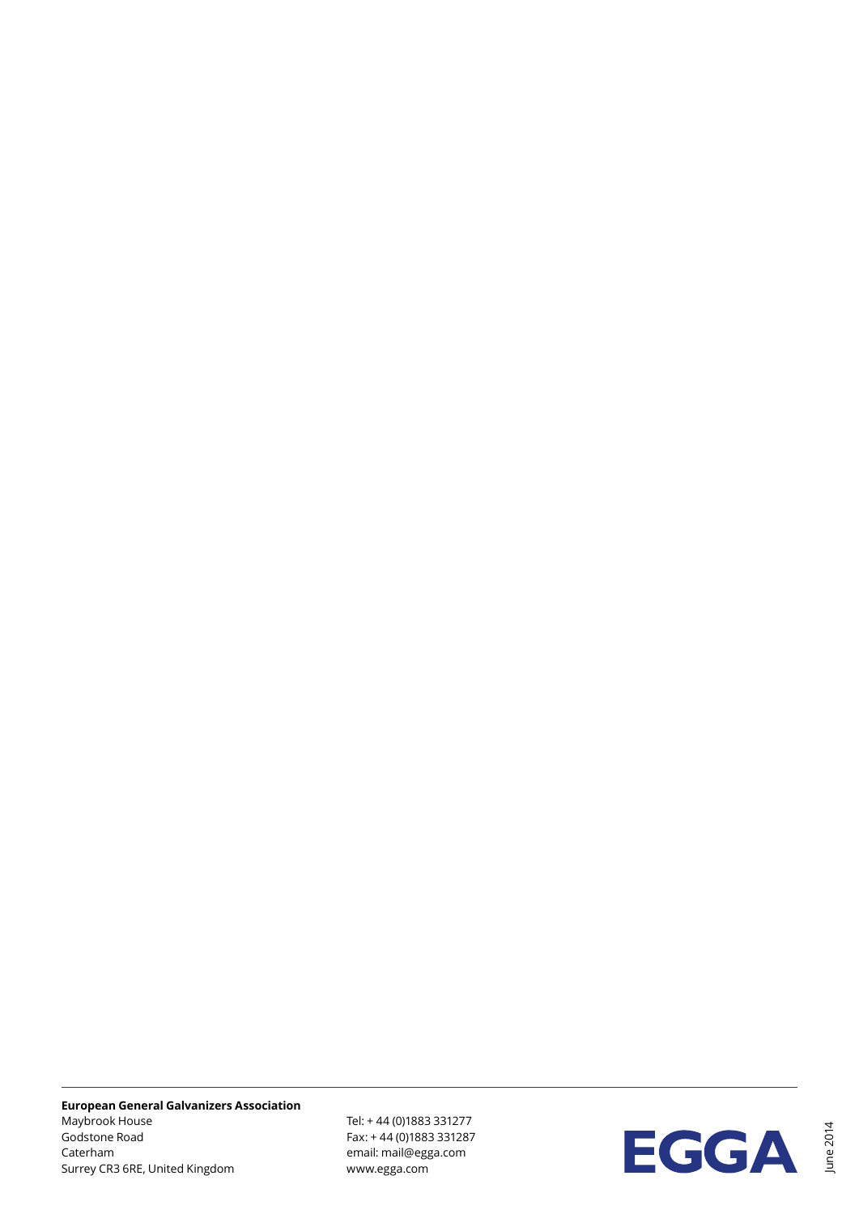**European General Galvanizers Association**
Maybrook House
Godstone Road
Caterham
Surrey CR3 6RE, United Kingdom

Tel: + 44 (0)1883 331277
Fax: + 44 (0)1883 331287
email: mail@egga.com
www.egga.com

EGGA

June 2014